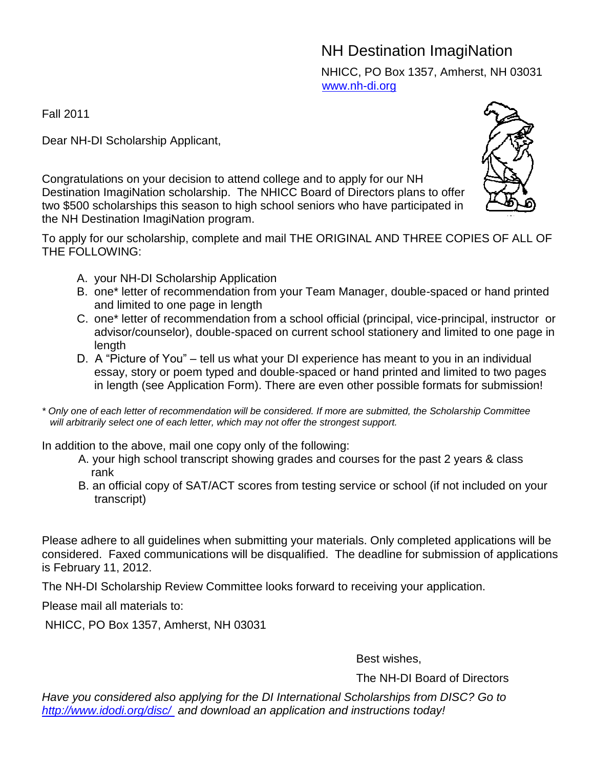# NH Destination ImagiNation

NHICC, PO Box 1357, Amherst, NH 03031
www.nh-di.org

Fall 2011

Dear NH-DI Scholarship Applicant,

Congratulations on your decision to attend college and to apply for our NH Destination ImagiNation scholarship. The NHICC Board of Directors plans to offer two $500 scholarships this season to high school seniors who have participated in the NH Destination ImagiNation program.

To apply for our scholarship, complete and mail THE ORIGINAL AND THREE COPIES OF ALL OF THE FOLLOWING:

A. your NH-DI Scholarship Application
B. one* letter of recommendation from your Team Manager, double-spaced or hand printed and limited to one page in length
C. one* letter of recommendation from a school official (principal, vice-principal, instructor or advisor/counselor), double-spaced on current school stationery and limited to one page in length
D. A "Picture of You" – tell us what your DI experience has meant to you in an individual essay, story or poem typed and double-spaced or hand printed and limited to two pages in length (see Application Form). There are even other possible formats for submission!

*\* Only one of each letter of recommendation will be considered. If more are submitted, the Scholarship Committee will arbitrarily select one of each letter, which may not offer the strongest support.*

In addition to the above, mail one copy only of the following:

A. your high school transcript showing grades and courses for the past 2 years & class rank
B. an official copy of SAT/ACT scores from testing service or school (if not included on your transcript)

Please adhere to all guidelines when submitting your materials. Only completed applications will be considered. Faxed communications will be disqualified. The deadline for submission of applications is February 11, 2012.

The NH-DI Scholarship Review Committee looks forward to receiving your application.

Please mail all materials to:

NHICC, PO Box 1357, Amherst, NH 03031

Best wishes,

The NH-DI Board of Directors

*Have you considered also applying for the DI International Scholarships from DISC? Go to http://www.idodi.org/disc/ and download an application and instructions today!*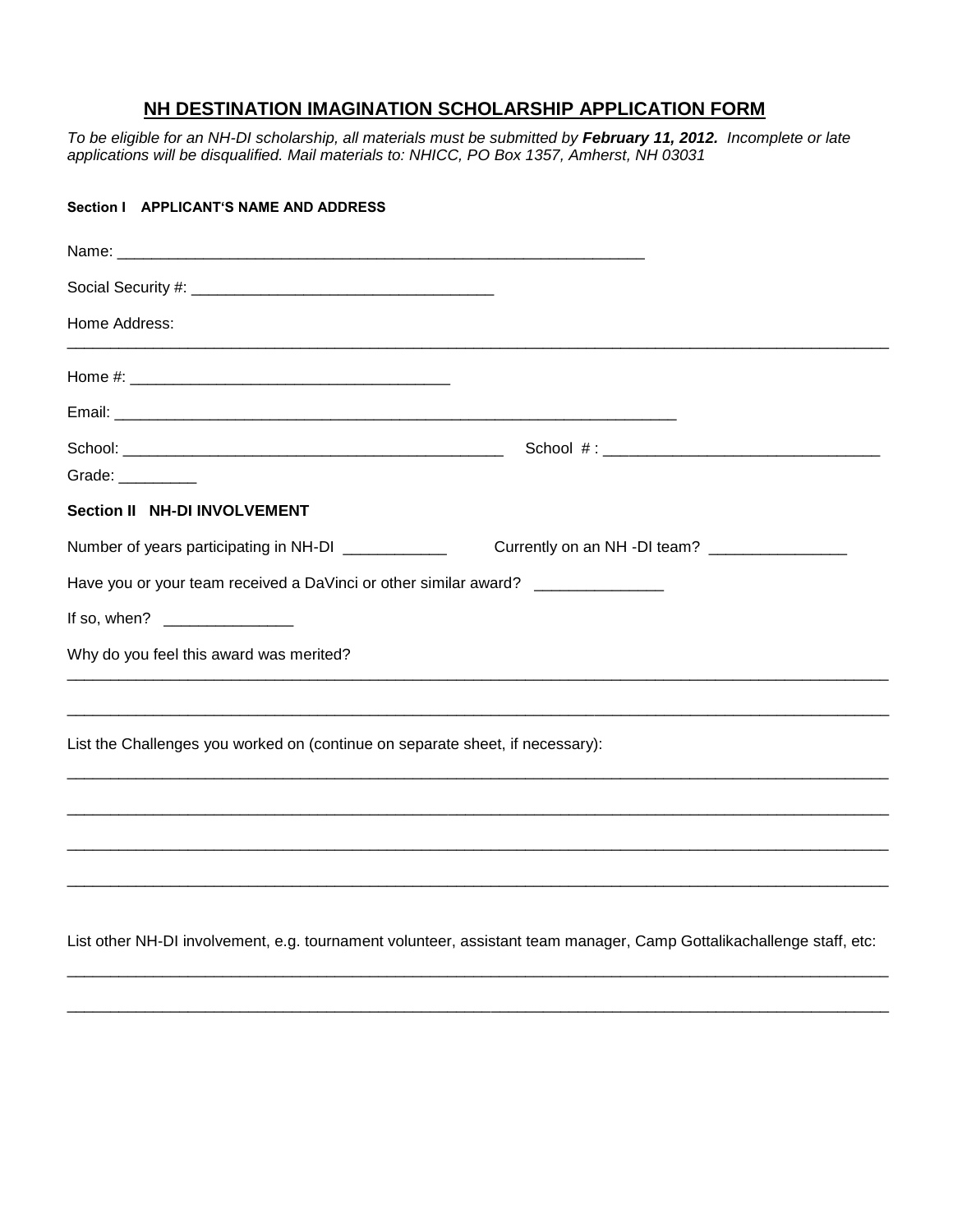# NH DESTINATION IMAGINATION SCHOLARSHIP APPLICATION FORM

*To be eligible for an NH-DI scholarship, all materials must be submitted by **February 11, 2012.** Incomplete or late applications will be disqualified. Mail materials to: NHICC, PO Box 1357, Amherst, NH 03031*

**Section I APPLICANT'S NAME AND ADDRESS**

Name: ______________________________________________________________

Social Security #: __________________________________

Home Address:
______________________________________________________________________________________________

Home #: ____________________________________

Email: _________________________________________________________________

School: ___________________________________________ School # : _______________________________

Grade: _________

**Section II NH-DI INVOLVEMENT**

Number of years participating in NH-DI ___________ Currently on an NH -DI team? _______________

Have you or your team received a DaVinci or other similar award? ______________

If so, when? ______________

Why do you feel this award was merited?

______________________________________________________________________________________________

______________________________________________________________________________________________

List the Challenges you worked on (continue on separate sheet, if necessary):

______________________________________________________________________________________________

______________________________________________________________________________________________

______________________________________________________________________________________________

______________________________________________________________________________________________

List other NH-DI involvement, e.g. tournament volunteer, assistant team manager, Camp Gottalikachallenge staff, etc:

______________________________________________________________________________________________

______________________________________________________________________________________________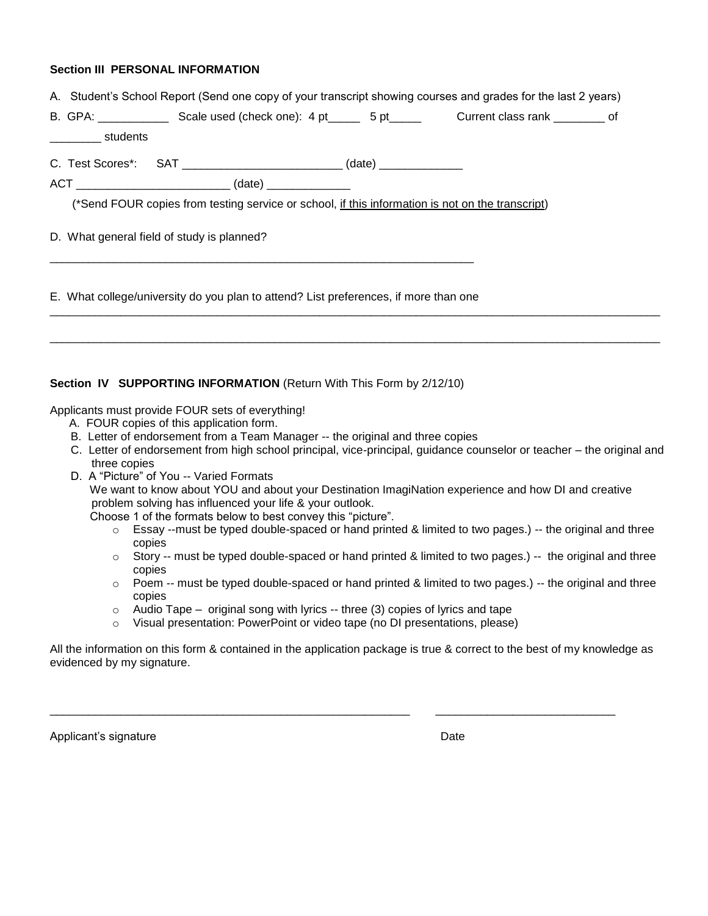**Section III PERSONAL INFORMATION**

A. Student's School Report (Send one copy of your transcript showing courses and grades for the last 2 years)

B. GPA: ___________ Scale used (check one): 4 pt_____ 5 pt_____ Current class rank ________ of ________ students

C. Test Scores*: SAT ________________________ (date) _____________

ACT _______________________ (date) _____________

(*Send FOUR copies from testing service or school, <u>if this information is not on the transcript</u>)

D. What general field of study is planned?

_____________________________________________________________________

E. What college/university do you plan to attend? List preferences, if more than one

_____________________________________________________________________

_____________________________________________________________________

**Section IV SUPPORTING INFORMATION** (Return With This Form by 2/12/10)

Applicants must provide FOUR sets of everything!

A. FOUR copies of this application form.

B. Letter of endorsement from a Team Manager -- the original and three copies

C. Letter of endorsement from high school principal, vice-principal, guidance counselor or teacher – the original and three copies

D. A "Picture" of You -- Varied Formats

We want to know about YOU and about your Destination ImagiNation experience and how DI and creative problem solving has influenced your life & your outlook.

Choose 1 of the formats below to best convey this "picture".

- Essay --must be typed double-spaced or hand printed & limited to two pages.) -- the original and three copies
- Story -- must be typed double-spaced or hand printed & limited to two pages.) -- the original and three copies
- Poem -- must be typed double-spaced or hand printed & limited to two pages.) -- the original and three copies
- Audio Tape – original song with lyrics -- three (3) copies of lyrics and tape
- Visual presentation: PowerPoint or video tape (no DI presentations, please)

All the information on this form & contained in the application package is true & correct to the best of my knowledge as evidenced by my signature.

_____________________________________________ ____________________________

Applicant's signature Date